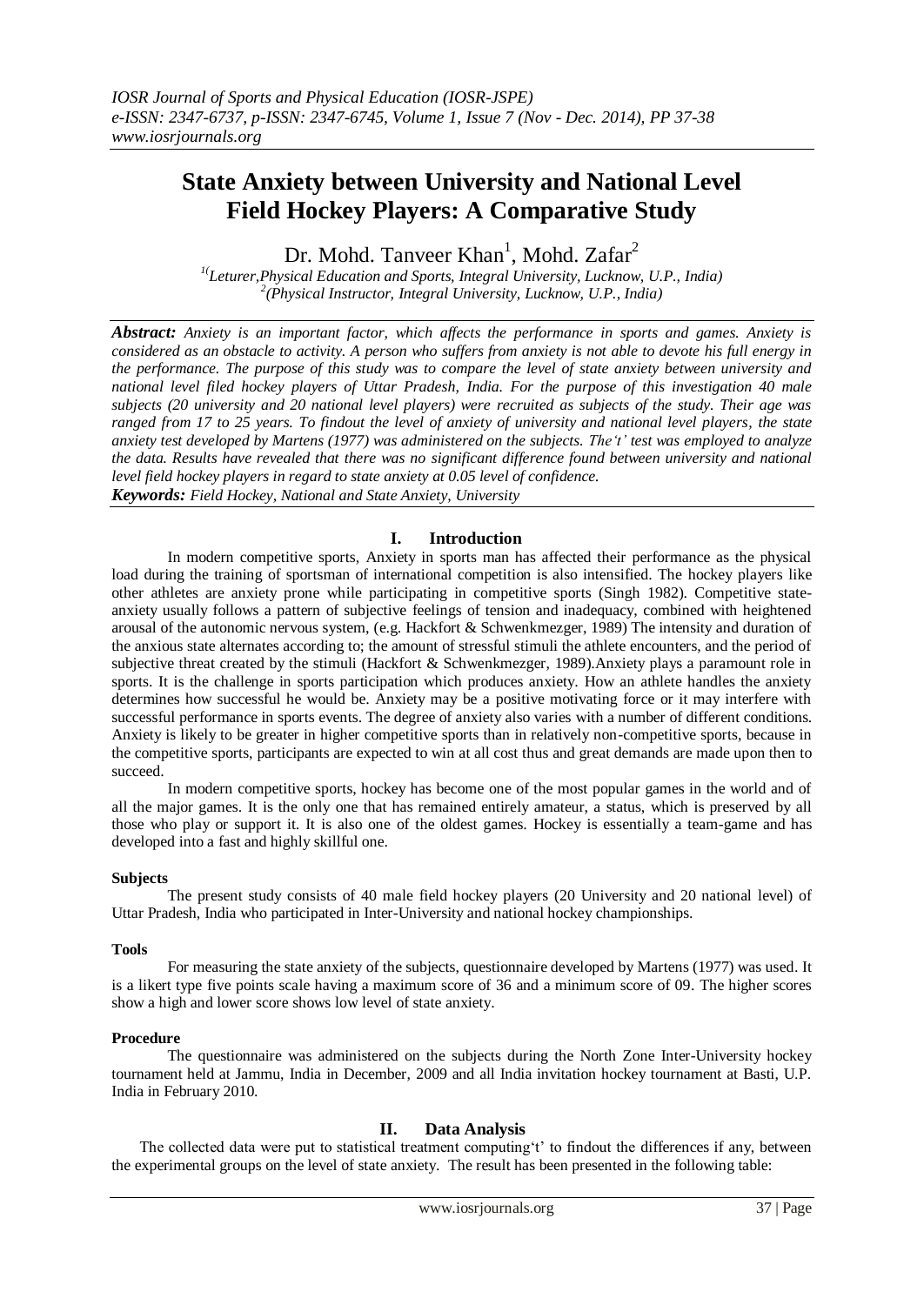# State Anxiety between University and National Level Field Hockey Players: A Comparative Study

Dr. Mohd. Tanveer Khan[1], Mohd. Zafar[2]

[1](Leturer,Physical Education and Sports, Integral University, Lucknow, U.P., India)
[2](Physical Instructor, Integral University, Lucknow, U.P., India)

***Abstract:*** *Anxiety is an important factor, which affects the performance in sports and games. Anxiety is considered as an obstacle to activity. A person who suffers from anxiety is not able to devote his full energy in the performance. The purpose of this study was to compare the level of state anxiety between university and national level filed hockey players of Uttar Pradesh, India. For the purpose of this investigation 40 male subjects (20 university and 20 national level players) were recruited as subjects of the study. Their age was ranged from 17 to 25 years. To findout the level of anxiety of university and national level players, the state anxiety test developed by Martens (1977) was administered on the subjects. The't' test was employed to analyze the data. Results have revealed that there was no significant difference found between university and national level field hockey players in regard to state anxiety at 0.05 level of confidence.*

***Keywords:*** *Field Hockey, National and State Anxiety, University*

## I. Introduction

In modern competitive sports, Anxiety in sports man has affected their performance as the physical load during the training of sportsman of international competition is also intensified. The hockey players like other athletes are anxiety prone while participating in competitive sports (Singh 1982). Competitive state-anxiety usually follows a pattern of subjective feelings of tension and inadequacy, combined with heightened arousal of the autonomic nervous system, (e.g. Hackfort & Schwenkmezger, 1989) The intensity and duration of the anxious state alternates according to; the amount of stressful stimuli the athlete encounters, and the period of subjective threat created by the stimuli (Hackfort & Schwenkmezger, 1989).Anxiety plays a paramount role in sports. It is the challenge in sports participation which produces anxiety. How an athlete handles the anxiety determines how successful he would be. Anxiety may be a positive motivating force or it may interfere with successful performance in sports events. The degree of anxiety also varies with a number of different conditions. Anxiety is likely to be greater in higher competitive sports than in relatively non-competitive sports, because in the competitive sports, participants are expected to win at all cost thus and great demands are made upon then to succeed.

In modern competitive sports, hockey has become one of the most popular games in the world and of all the major games. It is the only one that has remained entirely amateur, a status, which is preserved by all those who play or support it. It is also one of the oldest games. Hockey is essentially a team-game and has developed into a fast and highly skillful one.

### Subjects

The present study consists of 40 male field hockey players (20 University and 20 national level) of Uttar Pradesh, India who participated in Inter-University and national hockey championships.

### Tools

For measuring the state anxiety of the subjects, questionnaire developed by Martens (1977) was used. It is a likert type five points scale having a maximum score of 36 and a minimum score of 09. The higher scores show a high and lower score shows low level of state anxiety.

### Procedure

The questionnaire was administered on the subjects during the North Zone Inter-University hockey tournament held at Jammu, India in December, 2009 and all India invitation hockey tournament at Basti, U.P. India in February 2010.

## II. Data Analysis

The collected data were put to statistical treatment computing't' to findout the differences if any, between the experimental groups on the level of state anxiety. The result has been presented in the following table: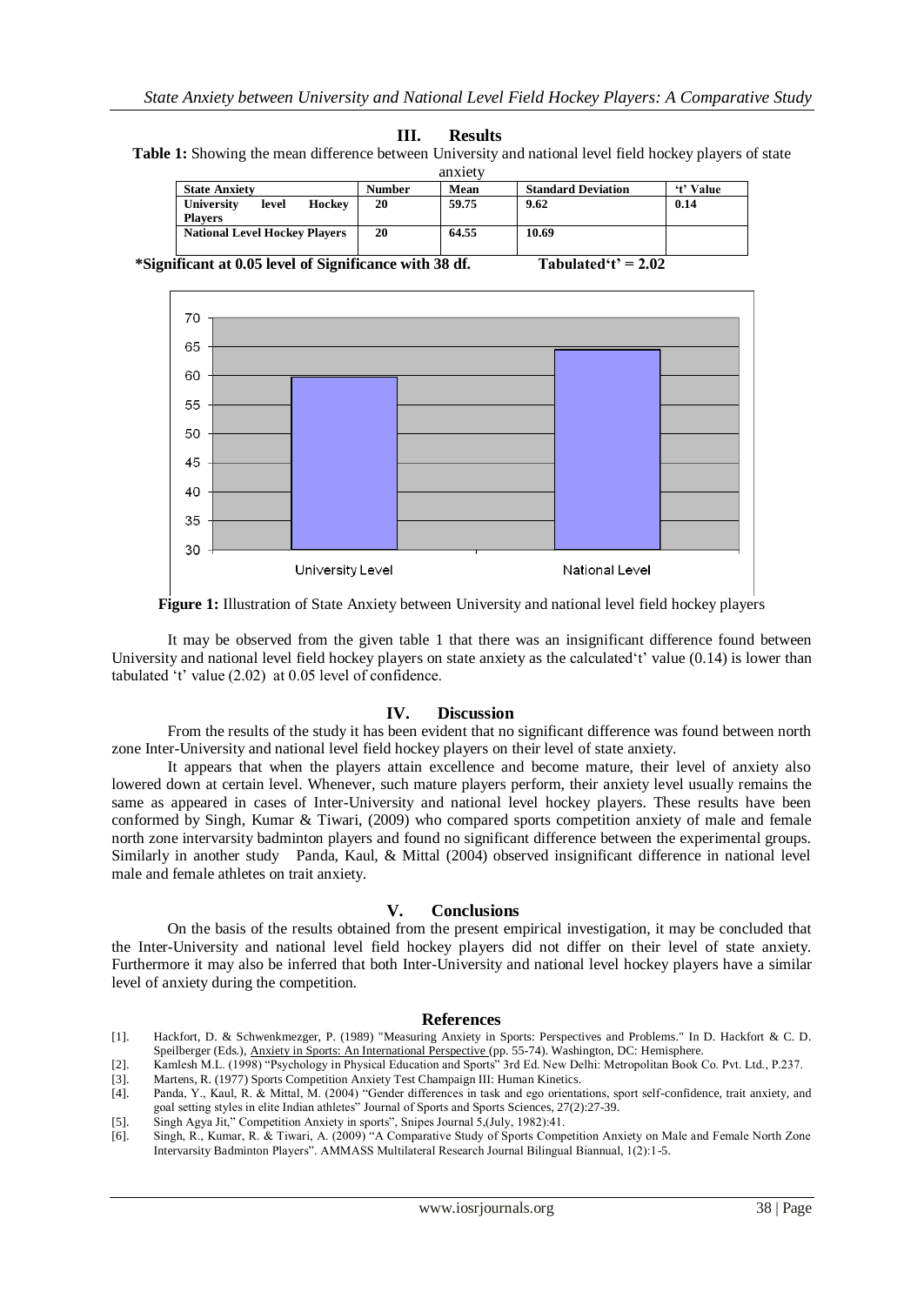## III. Results

**Table 1:** Showing the mean difference between University and national level field hockey players of state anxiety

| State Anxiety | Number | Mean | Standard Deviation | 't' Value |
|---|---|---|---|---|
| University level Hockey Players | 20 | 59.75 | 9.62 | 0.14 |
| National Level Hockey Players | 20 | 64.55 | 10.69 | |

**\*Significant at 0.05 level of Significance with 38 df. Tabulated't' = 2.02**

70
65
60
55
50
45
40
35
30
University Level
National Level

**Figure 1:** Illustration of State Anxiety between University and national level field hockey players

It may be observed from the given table 1 that there was an insignificant difference found between University and national level field hockey players on state anxiety as the calculated't' value (0.14) is lower than tabulated 't' value (2.02) at 0.05 level of confidence.

## IV. Discussion

From the results of the study it has been evident that no significant difference was found between north zone Inter-University and national level field hockey players on their level of state anxiety.

It appears that when the players attain excellence and become mature, their level of anxiety also lowered down at certain level. Whenever, such mature players perform, their anxiety level usually remains the same as appeared in cases of Inter-University and national level hockey players. These results have been conformed by Singh, Kumar & Tiwari, (2009) who compared sports competition anxiety of male and female north zone intervarsity badminton players and found no significant difference between the experimental groups. Similarly in another study Panda, Kaul, & Mittal (2004) observed insignificant difference in national level male and female athletes on trait anxiety.

## V. Conclusions

On the basis of the results obtained from the present empirical investigation, it may be concluded that the Inter-University and national level field hockey players did not differ on their level of state anxiety. Furthermore it may also be inferred that both Inter-University and national level hockey players have a similar level of anxiety during the competition.

## References

[1]. Hackfort, D. & Schwenkmezger, P. (1989) "Measuring Anxiety in Sports: Perspectives and Problems." In D. Hackfort & C. D. Speilberger (Eds.), Anxiety in Sports: An International Perspective (pp. 55-74). Washington, DC: Hemisphere.

[2]. Kamlesh M.L. (1998) "Psychology in Physical Education and Sports" 3rd Ed. New Delhi: Metropolitan Book Co. Pvt. Ltd., P.237.

[3]. Martens, R. (1977) Sports Competition Anxiety Test Champaign III: Human Kinetics.

[4]. Panda, Y., Kaul, R. & Mittal, M. (2004) "Gender differences in task and ego orientations, sport self-confidence, trait anxiety, and goal setting styles in elite Indian athletes" Journal of Sports and Sports Sciences, 27(2):27-39.

[5]. Singh Agya Jit," Competition Anxiety in sports", Snipes Journal 5,(July, 1982):41.

[6]. Singh, R., Kumar, R. & Tiwari, A. (2009) "A Comparative Study of Sports Competition Anxiety on Male and Female North Zone Intervarsity Badminton Players". AMMASS Multilateral Research Journal Bilingual Biannual, 1(2):1-5.